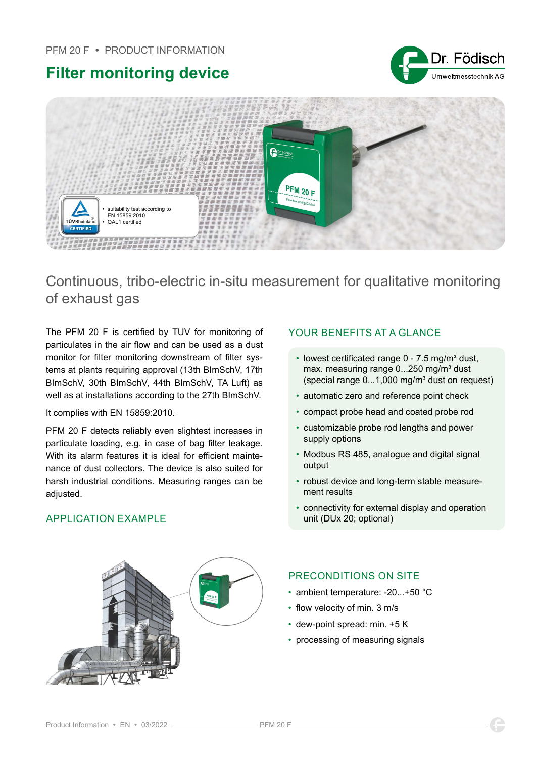PFM 20 F • PRODUCT INFORMATION

# Filter monitoring device

- suitability test according to EN 15859:2010
- QAL1 certified

## Continuous, tribo-electric in-situ measurement for qualitative monitoring of exhaust gas

The PFM 20 F is certified by TUV for monitoring of particulates in the air flow and can be used as a dust monitor for filter monitoring downstream of filter systems at plants requiring approval (13th BImSchV, 17th BImSchV, 30th BImSchV, 44th BImSchV, TA Luft) as well as at installations according to the 27th BImSchV.

It complies with EN 15859:2010.

PFM 20 F detects reliably even slightest increases in particulate loading, e.g. in case of bag filter leakage. With its alarm features it is ideal for efficient maintenance of dust collectors. The device is also suited for harsh industrial conditions. Measuring ranges can be adjusted.

### APPLICATION EXAMPLE

### YOUR BENEFITS AT A GLANCE

- lowest certificated range 0 - 7.5 mg/m³ dust, max. measuring range 0...250 mg/m³ dust (special range 0...1,000 mg/m³ dust on request)
- automatic zero and reference point check
- compact probe head and coated probe rod
- customizable probe rod lengths and power supply options
- Modbus RS 485, analogue and digital signal output
- robust device and long-term stable measurement results
- connectivity for external display and operation unit (DUx 20; optional)

### PRECONDITIONS ON SITE

- ambient temperature: -20...+50 °C
- flow velocity of min. 3 m/s
- dew-point spread: min. +5 K
- processing of measuring signals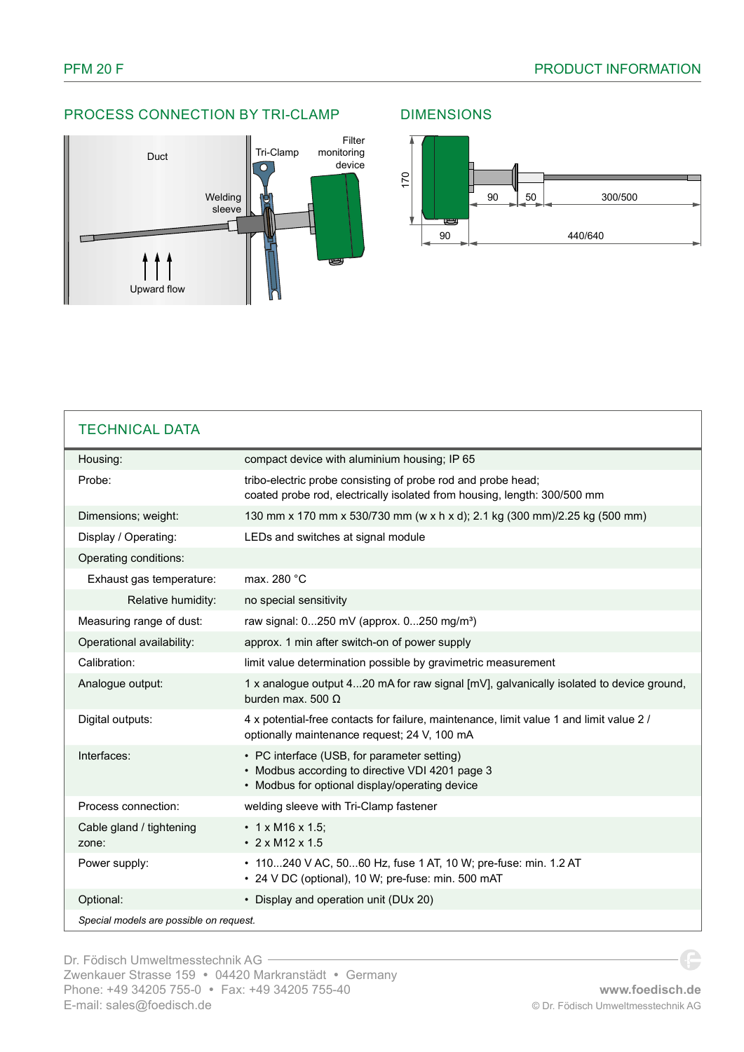## PROCESS CONNECTION BY TRI-CLAMP

Duct

Tri-Clamp

Filter monitoring device

Welding sleeve

Upward flow

## DIMENSIONS

170

90

50

300/500

90

440/640

## TECHNICAL DATA

| | |
|---|---|
| Housing: | compact device with aluminium housing; IP 65 |
| Probe: | tribo-electric probe consisting of probe rod and probe head;<br>coated probe rod, electrically isolated from housing, length: 300/500 mm |
| Dimensions; weight: | 130 mm x 170 mm x 530/730 mm (w x h x d); 2.1 kg (300 mm)/2.25 kg (500 mm) |
| Display / Operating: | LEDs and switches at signal module |
| Operating conditions: | |
| Exhaust gas temperature: | max. 280 °C |
| Relative humidity: | no special sensitivity |
| Measuring range of dust: | raw signal: 0...250 mV (approx. 0...250 mg/m³) |
| Operational availability: | approx. 1 min after switch-on of power supply |
| Calibration: | limit value determination possible by gravimetric measurement |
| Analogue output: | 1 x analogue output 4...20 mA for raw signal [mV], galvanically isolated to device ground, burden max. 500 Ω |
| Digital outputs: | 4 x potential-free contacts for failure, maintenance, limit value 1 and limit value 2 / optionally maintenance request; 24 V, 100 mA |
| Interfaces: | • PC interface (USB, for parameter setting)<br>• Modbus according to directive VDI 4201 page 3<br>• Modbus for optional display/operating device |
| Process connection: | welding sleeve with Tri-Clamp fastener |
| Cable gland / tightening zone: | • 1 x M16 x 1.5;<br>• 2 x M12 x 1.5 |
| Power supply: | • 110...240 V AC, 50...60 Hz, fuse 1 AT, 10 W; pre-fuse: min. 1.2 AT<br>• 24 V DC (optional), 10 W; pre-fuse: min. 500 mAT |
| Optional: | • Display and operation unit (DUx 20) |

*Special models are possible on request.*

Dr. Födisch Umweltmesstechnik AG
Zwenkauer Strasse 159 • 04420 Markranstädt • Germany
Phone: +49 34205 755-0 • Fax: +49 34205 755-40
E-mail: sales@foedisch.de

www.foedisch.de
© Dr. Födisch Umweltmesstechnik AG